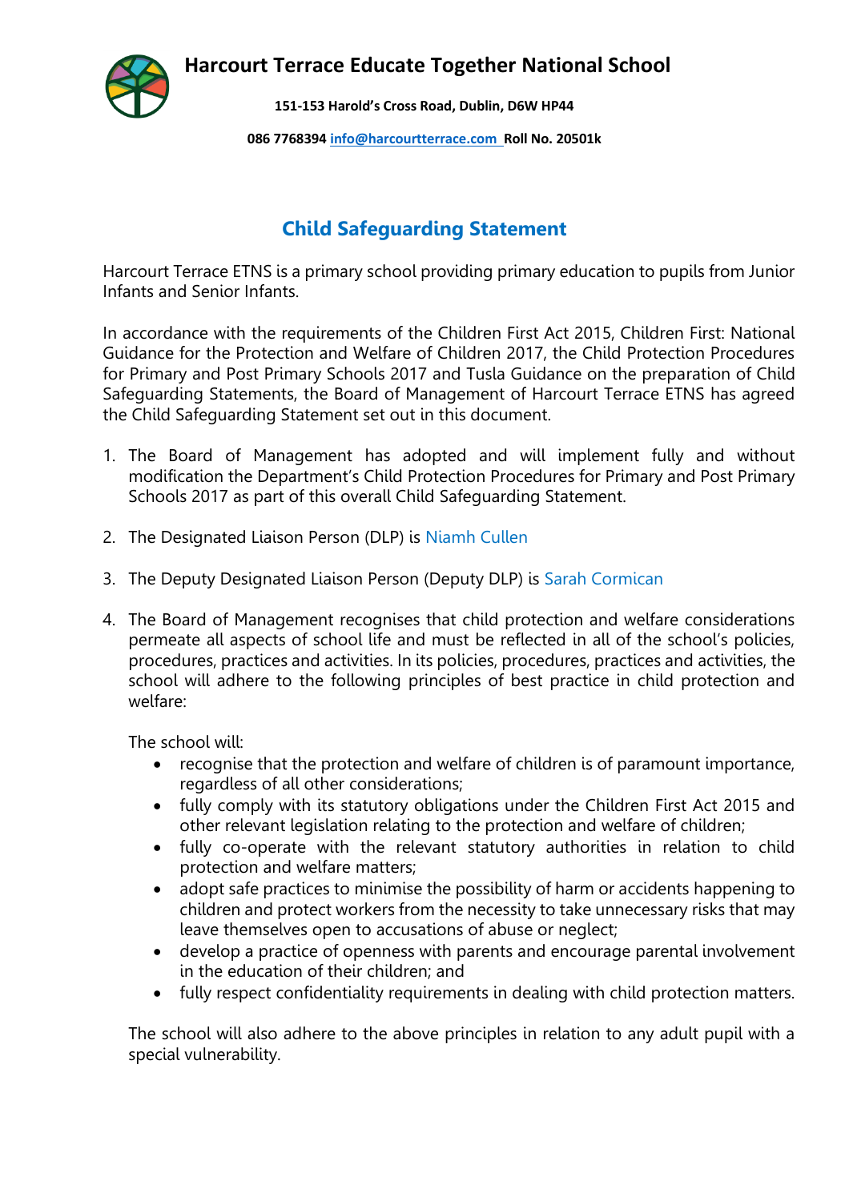# Harcourt Terrace Educate Together National School

**151-153 Harold's Cross Road, Dublin, D6W HP44**

**086 7768394 info@harcourtterrace.com Roll No. 20501k**

## Child Safeguarding Statement

Harcourt Terrace ETNS is a primary school providing primary education to pupils from Junior Infants and Senior Infants.

In accordance with the requirements of the Children First Act 2015, Children First: National Guidance for the Protection and Welfare of Children 2017, the Child Protection Procedures for Primary and Post Primary Schools 2017 and Tusla Guidance on the preparation of Child Safeguarding Statements, the Board of Management of Harcourt Terrace ETNS has agreed the Child Safeguarding Statement set out in this document.

1. The Board of Management has adopted and will implement fully and without modification the Department's Child Protection Procedures for Primary and Post Primary Schools 2017 as part of this overall Child Safeguarding Statement.

2. The Designated Liaison Person (DLP) is Niamh Cullen

3. The Deputy Designated Liaison Person (Deputy DLP) is Sarah Cormican

4. The Board of Management recognises that child protection and welfare considerations permeate all aspects of school life and must be reflected in all of the school's policies, procedures, practices and activities. In its policies, procedures, practices and activities, the school will adhere to the following principles of best practice in child protection and welfare:

   The school will:
   - recognise that the protection and welfare of children is of paramount importance, regardless of all other considerations;
   - fully comply with its statutory obligations under the Children First Act 2015 and other relevant legislation relating to the protection and welfare of children;
   - fully co-operate with the relevant statutory authorities in relation to child protection and welfare matters;
   - adopt safe practices to minimise the possibility of harm or accidents happening to children and protect workers from the necessity to take unnecessary risks that may leave themselves open to accusations of abuse or neglect;
   - develop a practice of openness with parents and encourage parental involvement in the education of their children; and
   - fully respect confidentiality requirements in dealing with child protection matters.

   The school will also adhere to the above principles in relation to any adult pupil with a special vulnerability.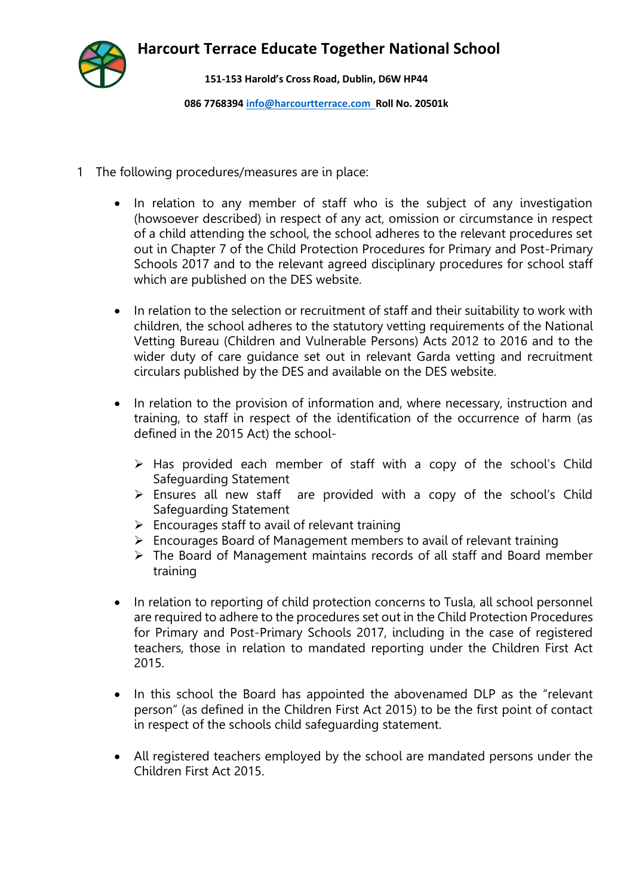# Harcourt Terrace Educate Together National School

**151-153 Harold's Cross Road, Dublin, D6W HP44**

**086 7768394 info@harcourtterrace.com Roll No. 20501k**

1 The following procedures/measures are in place:

- In relation to any member of staff who is the subject of any investigation (howsoever described) in respect of any act, omission or circumstance in respect of a child attending the school, the school adheres to the relevant procedures set out in Chapter 7 of the Child Protection Procedures for Primary and Post-Primary Schools 2017 and to the relevant agreed disciplinary procedures for school staff which are published on the DES website.

- In relation to the selection or recruitment of staff and their suitability to work with children, the school adheres to the statutory vetting requirements of the National Vetting Bureau (Children and Vulnerable Persons) Acts 2012 to 2016 and to the wider duty of care guidance set out in relevant Garda vetting and recruitment circulars published by the DES and available on the DES website.

- In relation to the provision of information and, where necessary, instruction and training, to staff in respect of the identification of the occurrence of harm (as defined in the 2015 Act) the school-
  - Has provided each member of staff with a copy of the school's Child Safeguarding Statement
  - Ensures all new staff are provided with a copy of the school's Child Safeguarding Statement
  - Encourages staff to avail of relevant training
  - Encourages Board of Management members to avail of relevant training
  - The Board of Management maintains records of all staff and Board member training

- In relation to reporting of child protection concerns to Tusla, all school personnel are required to adhere to the procedures set out in the Child Protection Procedures for Primary and Post-Primary Schools 2017, including in the case of registered teachers, those in relation to mandated reporting under the Children First Act 2015.

- In this school the Board has appointed the abovenamed DLP as the "relevant person" (as defined in the Children First Act 2015) to be the first point of contact in respect of the schools child safeguarding statement.

- All registered teachers employed by the school are mandated persons under the Children First Act 2015.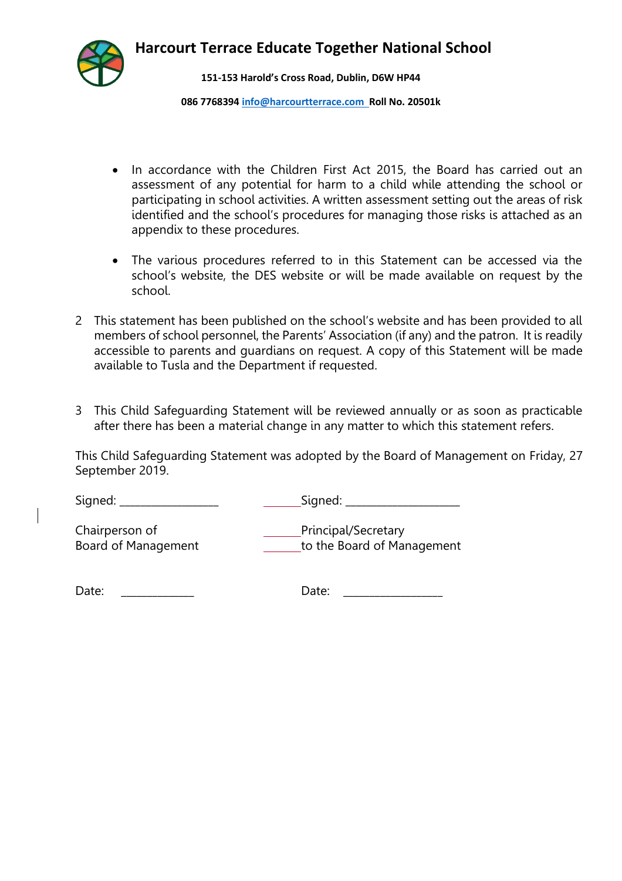# Harcourt Terrace Educate Together National School

**151-153 Harold's Cross Road, Dublin, D6W HP44**

**086 7768394 info@harcourtterrace.com Roll No. 20501k**

- In accordance with the Children First Act 2015, the Board has carried out an assessment of any potential for harm to a child while attending the school or participating in school activities. A written assessment setting out the areas of risk identified and the school's procedures for managing those risks is attached as an appendix to these procedures.

- The various procedures referred to in this Statement can be accessed via the school's website, the DES website or will be made available on request by the school.

2 This statement has been published on the school's website and has been provided to all members of school personnel, the Parents' Association (if any) and the patron. It is readily accessible to parents and guardians on request. A copy of this Statement will be made available to Tusla and the Department if requested.

3 This Child Safeguarding Statement will be reviewed annually or as soon as practicable after there has been a material change in any matter to which this statement refers.

This Child Safeguarding Statement was adopted by the Board of Management on Friday, 27 September 2019.

Signed: _________________ Signed: ___________________

Chairperson of Board of Management

Principal/Secretary to the Board of Management

Date: _____________ Date: _________________